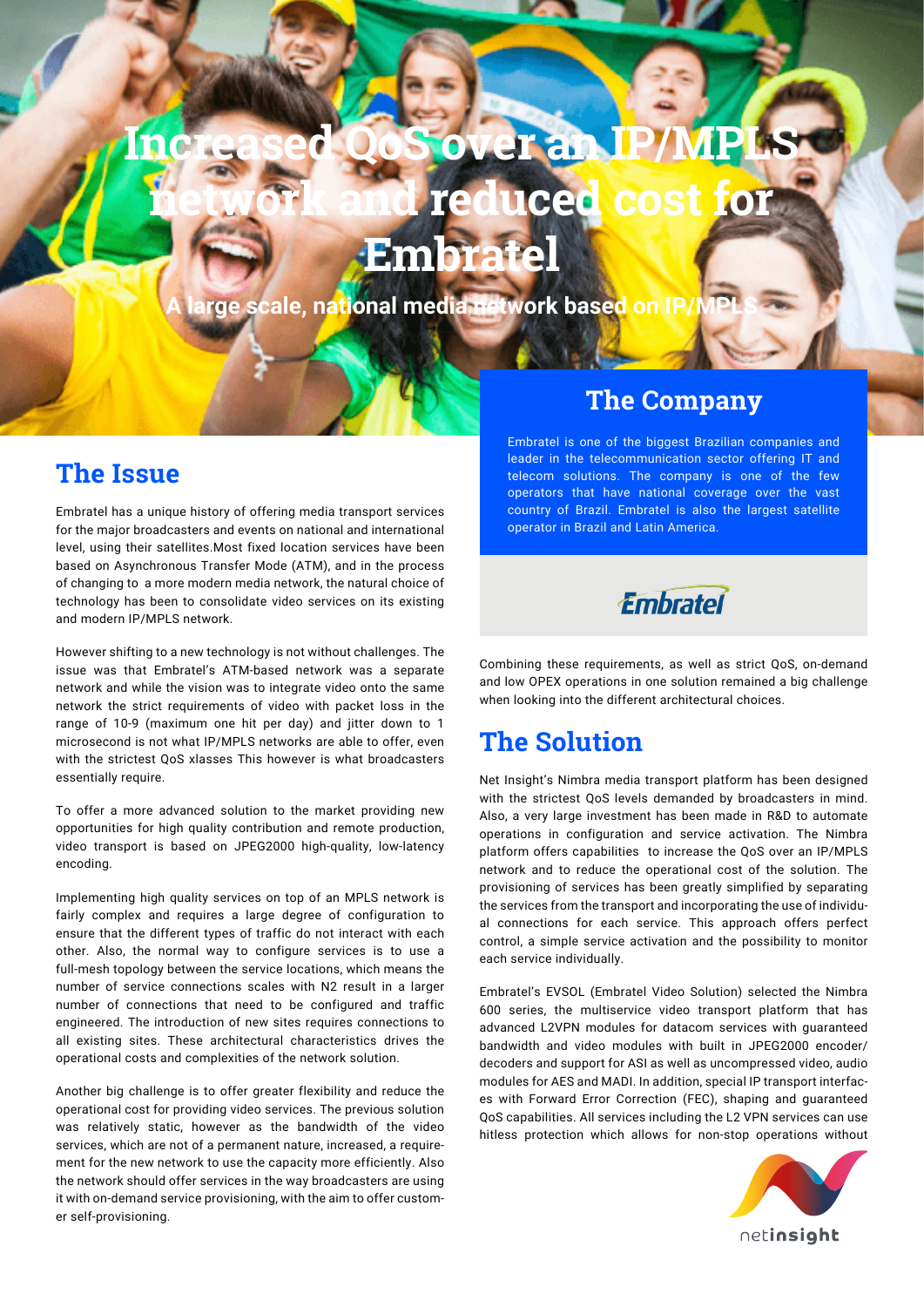# Increased QoS over an IP/MPLS network and reduced cost for Embratel

**A large scale, national media network based on IP/MPLS**

## The Issue

Embratel has a unique history of offering media transport services for the major broadcasters and events on national and international level, using their satellites.Most fixed location services have been based on Asynchronous Transfer Mode (ATM), and in the process of changing to a more modern media network, the natural choice of technology has been to consolidate video services on its existing and modern IP/MPLS network.

However shifting to a new technology is not without challenges. The issue was that Embratel's ATM-based network was a separate network and while the vision was to integrate video onto the same network the strict requirements of video with packet loss in the range of $10^{-9}$ (maximum one hit per day) and jitter down to 1 microsecond is not what IP/MPLS networks are able to offer, even with the strictest QoS xlasses This however is what broadcasters essentially require.

To offer a more advanced solution to the market providing new opportunities for high quality contribution and remote production, video transport is based on JPEG2000 high-quality, low-latency encoding.

Implementing high quality services on top of an MPLS network is fairly complex and requires a large degree of configuration to ensure that the different types of traffic do not interact with each other. Also, the normal way to configure services is to use a full-mesh topology between the service locations, which means the number of service connections scales with $N^2$ result in a larger number of connections that need to be configured and traffic engineered. The introduction of new sites requires connections to all existing sites. These architectural characteristics drives the operational costs and complexities of the network solution.

Another big challenge is to offer greater flexibility and reduce the operational cost for providing video services. The previous solution was relatively static, however as the bandwidth of the video services, which are not of a permanent nature, increased, a requirement for the new network to use the capacity more efficiently. Also the network should offer services in the way broadcasters are using it with on-demand service provisioning, with the aim to offer customer self-provisioning.

## The Company

Embratel is one of the biggest Brazilian companies and leader in the telecommunication sector offering IT and telecom solutions. The company is one of the few operators that have national coverage over the vast country of Brazil. Embratel is also the largest satellite operator in Brazil and Latin America.

Embratel

Combining these requirements, as well as strict QoS, on-demand and low OPEX operations in one solution remained a big challenge when looking into the different architectural choices.

## The Solution

Net Insight's Nimbra media transport platform has been designed with the strictest QoS levels demanded by broadcasters in mind. Also, a very large investment has been made in R&D to automate operations in configuration and service activation. The Nimbra platform offers capabilities to increase the QoS over an IP/MPLS network and to reduce the operational cost of the solution. The provisioning of services has been greatly simplified by separating the services from the transport and incorporating the use of individual connections for each service. This approach offers perfect control, a simple service activation and the possibility to monitor each service individually.

Embratel's EVSOL (Embratel Video Solution) selected the Nimbra 600 series, the multiservice video transport platform that has advanced L2VPN modules for datacom services with guaranteed bandwidth and video modules with built in JPEG2000 encoder/decoders and support for ASI as well as uncompressed video, audio modules for AES and MADI. In addition, special IP transport interfaces with Forward Error Correction (FEC), shaping and guaranteed QoS capabilities. All services including the L2 VPN services can use hitless protection which allows for non-stop operations without

netinsight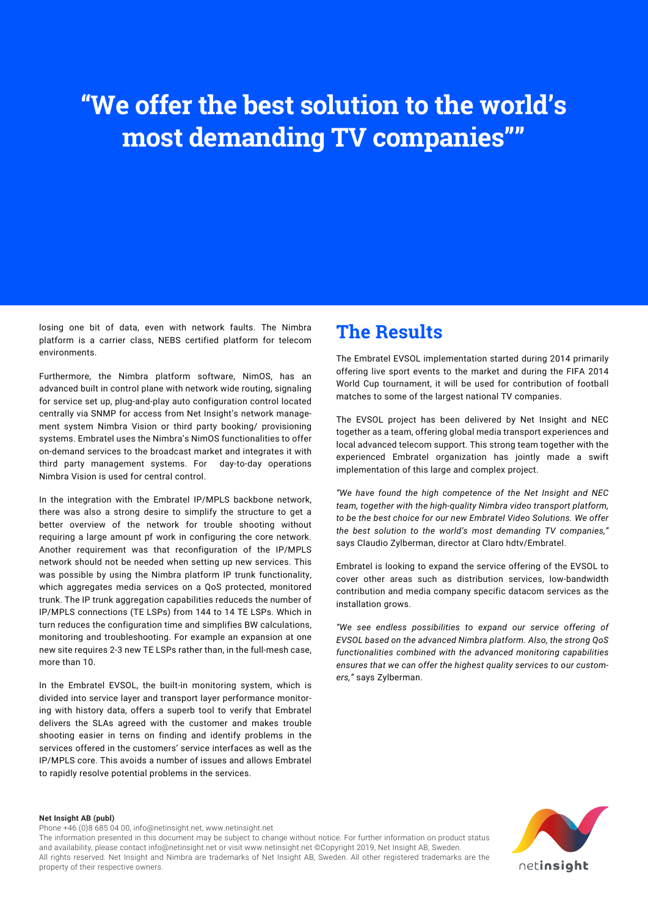# “We offer the best solution to the world’s most demanding TV companies””

losing one bit of data, even with network faults. The Nimbra platform is a carrier class, NEBS certified platform for telecom environments.

Furthermore, the Nimbra platform software, NimOS, has an advanced built in control plane with network wide routing, signaling for service set up, plug-and-play auto configuration control located centrally via SNMP for access from Net Insight’s network management system Nimbra Vision or third party booking/ provisioning systems. Embratel uses the Nimbra’s NimOS functionalities to offer on-demand services to the broadcast market and integrates it with third party management systems. For day-to-day operations Nimbra Vision is used for central control.

In the integration with the Embratel IP/MPLS backbone network, there was also a strong desire to simplify the structure to get a better overview of the network for trouble shooting without requiring a large amount pf work in configuring the core network. Another requirement was that reconfiguration of the IP/MPLS network should not be needed when setting up new services. This was possible by using the Nimbra platform IP trunk functionality, which aggregates media services on a QoS protected, monitored trunk. The IP trunk aggregation capabilities reduceds the number of IP/MPLS connections (TE LSPs) from 144 to 14 TE LSPs. Which in turn reduces the configuration time and simplifies BW calculations, monitoring and troubleshooting. For example an expansion at one new site requires 2-3 new TE LSPs rather than, in the full-mesh case, more than 10.

In the Embratel EVSOL, the built-in monitoring system, which is divided into service layer and transport layer performance monitoring with history data, offers a superb tool to verify that Embratel delivers the SLAs agreed with the customer and makes trouble shooting easier in terns on finding and identify problems in the services offered in the customers’ service interfaces as well as the IP/MPLS core. This avoids a number of issues and allows Embratel to rapidly resolve potential problems in the services.

## The Results

The Embratel EVSOL implementation started during 2014 primarily offering live sport events to the market and during the FIFA 2014 World Cup tournament, it will be used for contribution of football matches to some of the largest national TV companies.

The EVSOL project has been delivered by Net Insight and NEC together as a team, offering global media transport experiences and local advanced telecom support. This strong team together with the experienced Embratel organization has jointly made a swift implementation of this large and complex project.

*“We have found the high competence of the Net Insight and NEC team, together with the high-quality Nimbra video transport platform, to be the best choice for our new Embratel Video Solutions. We offer the best solution to the world’s most demanding TV companies,”* says Claudio Zylberman, director at Claro hdtv/Embratel.

Embratel is looking to expand the service offering of the EVSOL to cover other areas such as distribution services, low-bandwidth contribution and media company specific datacom services as the installation grows.

*“We see endless possibilities to expand our service offering of EVSOL based on the advanced Nimbra platform. Also, the strong QoS functionalities combined with the advanced monitoring capabilities ensures that we can offer the highest quality services to our customers,”* says Zylberman.

**Net Insight AB (publ)**
Phone +46 (0)8 685 04 00, info@netinsight.net, www.netinsight.net
The information presented in this document may be subject to change without notice. For further information on product status and availability, please contact info@netinsight.net or visit www.netinsight.net ©Copyright 2019, Net Insight AB, Sweden.
All rights reserved. Net Insight and Nimbra are trademarks of Net Insight AB, Sweden. All other registered trademarks are the property of their respective owners.

netinsight